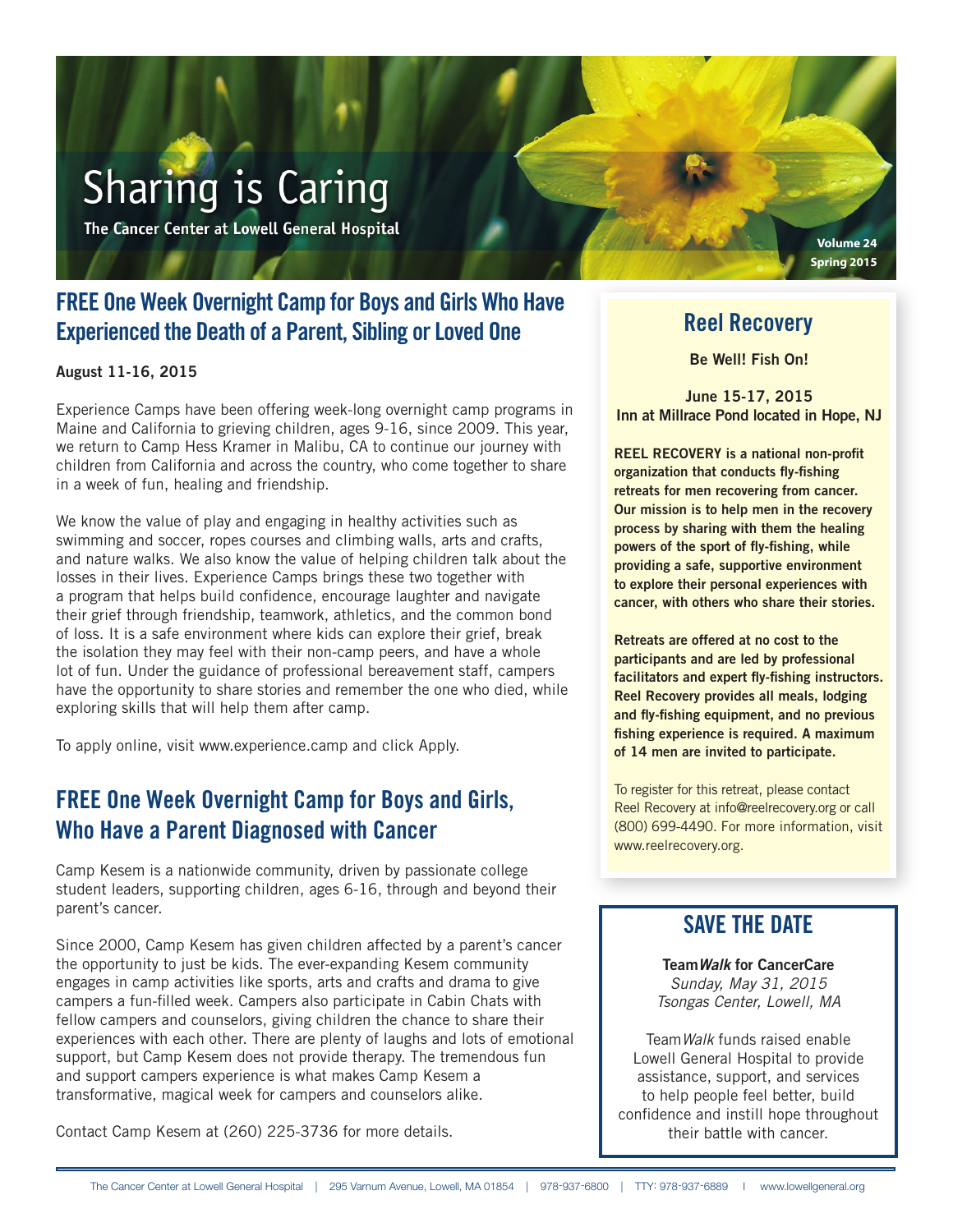# Sharing is Caring

**The Cancer Center at Lowell General Hospital**

**Volume 24**
**Spring 2015**

## FREE One Week Overnight Camp for Boys and Girls Who Have Experienced the Death of a Parent, Sibling or Loved One

**August 11-16, 2015**

Experience Camps have been offering week-long overnight camp programs in Maine and California to grieving children, ages 9-16, since 2009. This year, we return to Camp Hess Kramer in Malibu, CA to continue our journey with children from California and across the country, who come together to share in a week of fun, healing and friendship.

We know the value of play and engaging in healthy activities such as swimming and soccer, ropes courses and climbing walls, arts and crafts, and nature walks. We also know the value of helping children talk about the losses in their lives. Experience Camps brings these two together with a program that helps build confidence, encourage laughter and navigate their grief through friendship, teamwork, athletics, and the common bond of loss. It is a safe environment where kids can explore their grief, break the isolation they may feel with their non-camp peers, and have a whole lot of fun. Under the guidance of professional bereavement staff, campers have the opportunity to share stories and remember the one who died, while exploring skills that will help them after camp.

To apply online, visit www.experience.camp and click Apply.

## FREE One Week Overnight Camp for Boys and Girls, Who Have a Parent Diagnosed with Cancer

Camp Kesem is a nationwide community, driven by passionate college student leaders, supporting children, ages 6-16, through and beyond their parent's cancer.

Since 2000, Camp Kesem has given children affected by a parent's cancer the opportunity to just be kids. The ever-expanding Kesem community engages in camp activities like sports, arts and crafts and drama to give campers a fun-filled week. Campers also participate in Cabin Chats with fellow campers and counselors, giving children the chance to share their experiences with each other. There are plenty of laughs and lots of emotional support, but Camp Kesem does not provide therapy. The tremendous fun and support campers experience is what makes Camp Kesem a transformative, magical week for campers and counselors alike.

Contact Camp Kesem at (260) 225-3736 for more details.

## Reel Recovery

**Be Well! Fish On!**

**June 15-17, 2015**
**Inn at Millrace Pond located in Hope, NJ**

**REEL RECOVERY is a national non-profit organization that conducts fly-fishing retreats for men recovering from cancer. Our mission is to help men in the recovery process by sharing with them the healing powers of the sport of fly-fishing, while providing a safe, supportive environment to explore their personal experiences with cancer, with others who share their stories.**

**Retreats are offered at no cost to the participants and are led by professional facilitators and expert fly-fishing instructors. Reel Recovery provides all meals, lodging and fly-fishing equipment, and no previous fishing experience is required. A maximum of 14 men are invited to participate.**

To register for this retreat, please contact Reel Recovery at info@reelrecovery.org or call (800) 699-4490. For more information, visit www.reelrecovery.org.

## SAVE THE DATE

**Team*Walk* for CancerCare**
*Sunday, May 31, 2015*
*Tsongas Center, Lowell, MA*

Team*Walk* funds raised enable Lowell General Hospital to provide assistance, support, and services to help people feel better, build confidence and instill hope throughout their battle with cancer.

The Cancer Center at Lowell General Hospital | 295 Varnum Avenue, Lowell, MA 01854 | 978-937-6800 | TTY: 978-937-6889 | www.lowellgeneral.org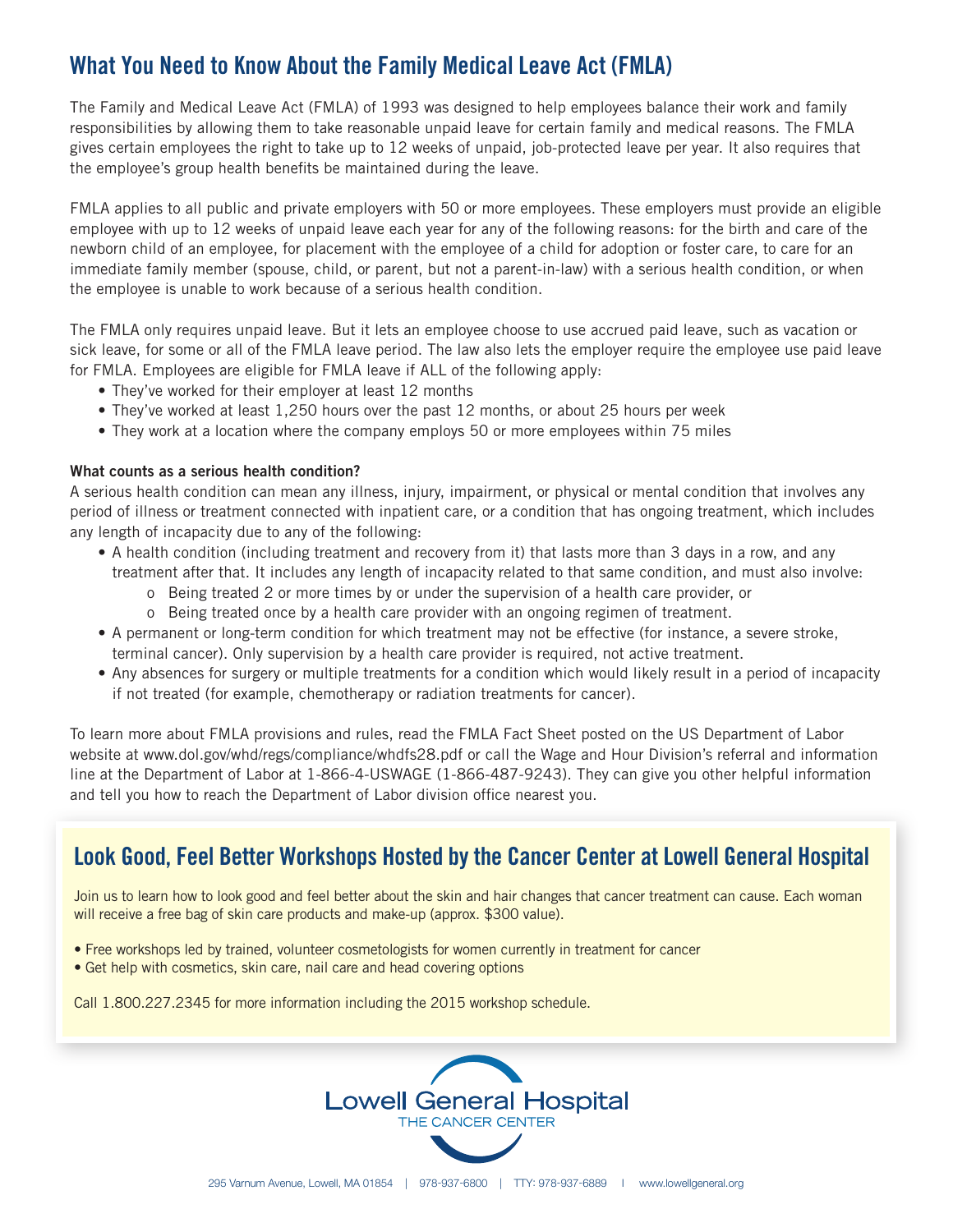## What You Need to Know About the Family Medical Leave Act (FMLA)

The Family and Medical Leave Act (FMLA) of 1993 was designed to help employees balance their work and family responsibilities by allowing them to take reasonable unpaid leave for certain family and medical reasons. The FMLA gives certain employees the right to take up to 12 weeks of unpaid, job-protected leave per year. It also requires that the employee's group health benefits be maintained during the leave.

FMLA applies to all public and private employers with 50 or more employees. These employers must provide an eligible employee with up to 12 weeks of unpaid leave each year for any of the following reasons: for the birth and care of the newborn child of an employee, for placement with the employee of a child for adoption or foster care, to care for an immediate family member (spouse, child, or parent, but not a parent-in-law) with a serious health condition, or when the employee is unable to work because of a serious health condition.

The FMLA only requires unpaid leave. But it lets an employee choose to use accrued paid leave, such as vacation or sick leave, for some or all of the FMLA leave period. The law also lets the employer require the employee use paid leave for FMLA. Employees are eligible for FMLA leave if ALL of the following apply:

- They've worked for their employer at least 12 months
- They've worked at least 1,250 hours over the past 12 months, or about 25 hours per week
- They work at a location where the company employs 50 or more employees within 75 miles

**What counts as a serious health condition?**

A serious health condition can mean any illness, injury, impairment, or physical or mental condition that involves any period of illness or treatment connected with inpatient care, or a condition that has ongoing treatment, which includes any length of incapacity due to any of the following:

- A health condition (including treatment and recovery from it) that lasts more than 3 days in a row, and any treatment after that. It includes any length of incapacity related to that same condition, and must also involve:
  - Being treated 2 or more times by or under the supervision of a health care provider, or
  - Being treated once by a health care provider with an ongoing regimen of treatment.
- A permanent or long-term condition for which treatment may not be effective (for instance, a severe stroke, terminal cancer). Only supervision by a health care provider is required, not active treatment.
- Any absences for surgery or multiple treatments for a condition which would likely result in a period of incapacity if not treated (for example, chemotherapy or radiation treatments for cancer).

To learn more about FMLA provisions and rules, read the FMLA Fact Sheet posted on the US Department of Labor website at www.dol.gov/whd/regs/compliance/whdfs28.pdf or call the Wage and Hour Division's referral and information line at the Department of Labor at 1-866-4-USWAGE (1-866-487-9243). They can give you other helpful information and tell you how to reach the Department of Labor division office nearest you.

## Look Good, Feel Better Workshops Hosted by the Cancer Center at Lowell General Hospital

Join us to learn how to look good and feel better about the skin and hair changes that cancer treatment can cause. Each woman will receive a free bag of skin care products and make-up (approx. $300 value).

- Free workshops led by trained, volunteer cosmetologists for women currently in treatment for cancer
- Get help with cosmetics, skin care, nail care and head covering options

Call 1.800.227.2345 for more information including the 2015 workshop schedule.

Lowell General Hospital
THE CANCER CENTER

295 Varnum Avenue, Lowell, MA 01854 | 978-937-6800 | TTY: 978-937-6889 | www.lowellgeneral.org